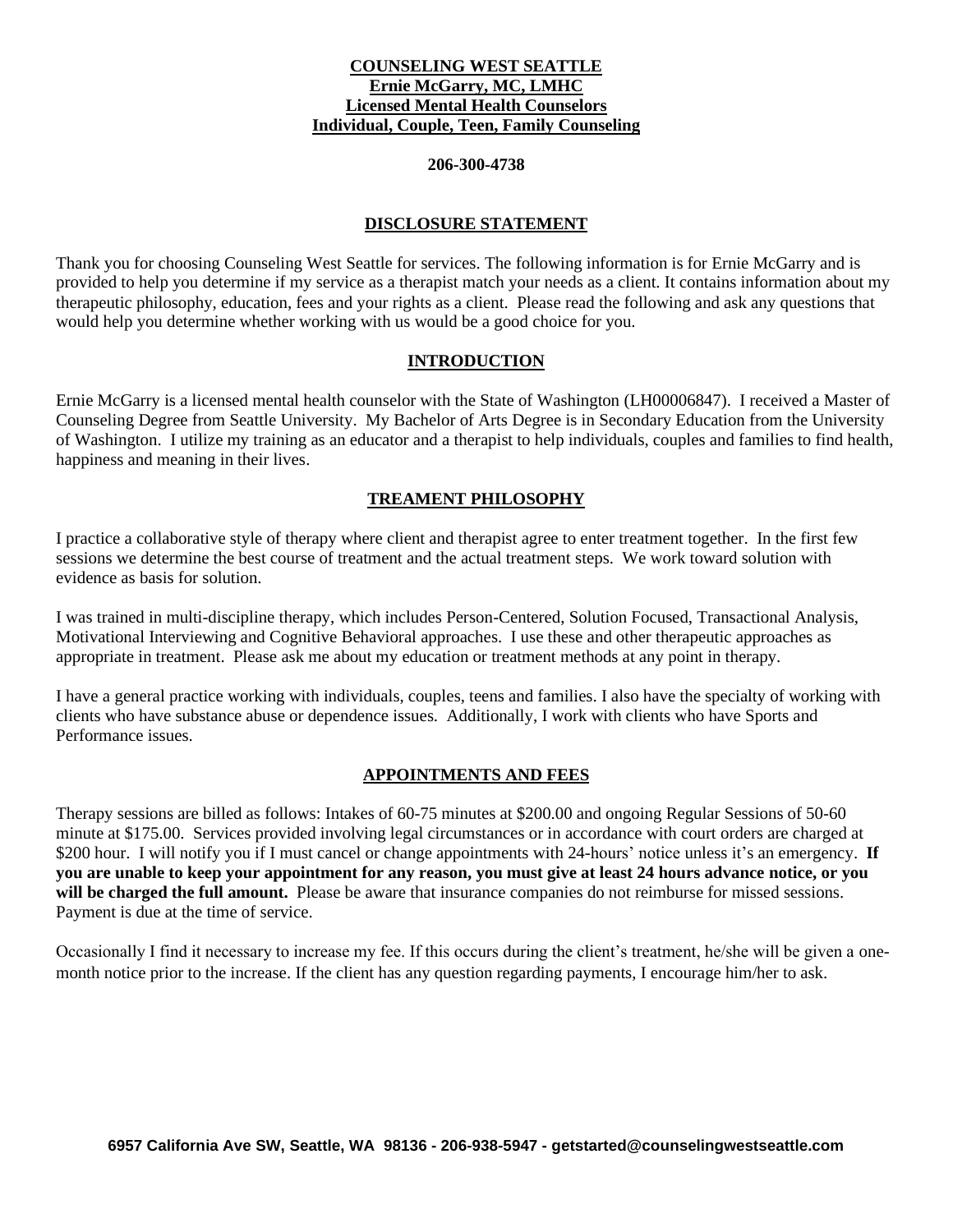**COUNSELING WEST SEATTLE**
**Ernie McGarry, MC, LMHC**
**Licensed Mental Health Counselors**
**Individual, Couple, Teen, Family Counseling**

**206-300-4738**

## DISCLOSURE STATEMENT

Thank you for choosing Counseling West Seattle for services. The following information is for Ernie McGarry and is provided to help you determine if my service as a therapist match your needs as a client. It contains information about my therapeutic philosophy, education, fees and your rights as a client. Please read the following and ask any questions that would help you determine whether working with us would be a good choice for you.

## INTRODUCTION

Ernie McGarry is a licensed mental health counselor with the State of Washington (LH00006847). I received a Master of Counseling Degree from Seattle University. My Bachelor of Arts Degree is in Secondary Education from the University of Washington. I utilize my training as an educator and a therapist to help individuals, couples and families to find health, happiness and meaning in their lives.

## TREAMENT PHILOSOPHY

I practice a collaborative style of therapy where client and therapist agree to enter treatment together. In the first few sessions we determine the best course of treatment and the actual treatment steps. We work toward solution with evidence as basis for solution.

I was trained in multi-discipline therapy, which includes Person-Centered, Solution Focused, Transactional Analysis, Motivational Interviewing and Cognitive Behavioral approaches. I use these and other therapeutic approaches as appropriate in treatment. Please ask me about my education or treatment methods at any point in therapy.

I have a general practice working with individuals, couples, teens and families. I also have the specialty of working with clients who have substance abuse or dependence issues. Additionally, I work with clients who have Sports and Performance issues.

## APPOINTMENTS AND FEES

Therapy sessions are billed as follows: Intakes of 60-75 minutes at $200.00 and ongoing Regular Sessions of 50-60 minute at $175.00. Services provided involving legal circumstances or in accordance with court orders are charged at $200 hour. I will notify you if I must cancel or change appointments with 24-hours' notice unless it's an emergency. **If you are unable to keep your appointment for any reason, you must give at least 24 hours advance notice, or you will be charged the full amount.** Please be aware that insurance companies do not reimburse for missed sessions. Payment is due at the time of service.

Occasionally I find it necessary to increase my fee. If this occurs during the client's treatment, he/she will be given a one-month notice prior to the increase. If the client has any question regarding payments, I encourage him/her to ask.

**6957 California Ave SW, Seattle, WA 98136 - 206-938-5947 - getstarted@counselingwestseattle.com**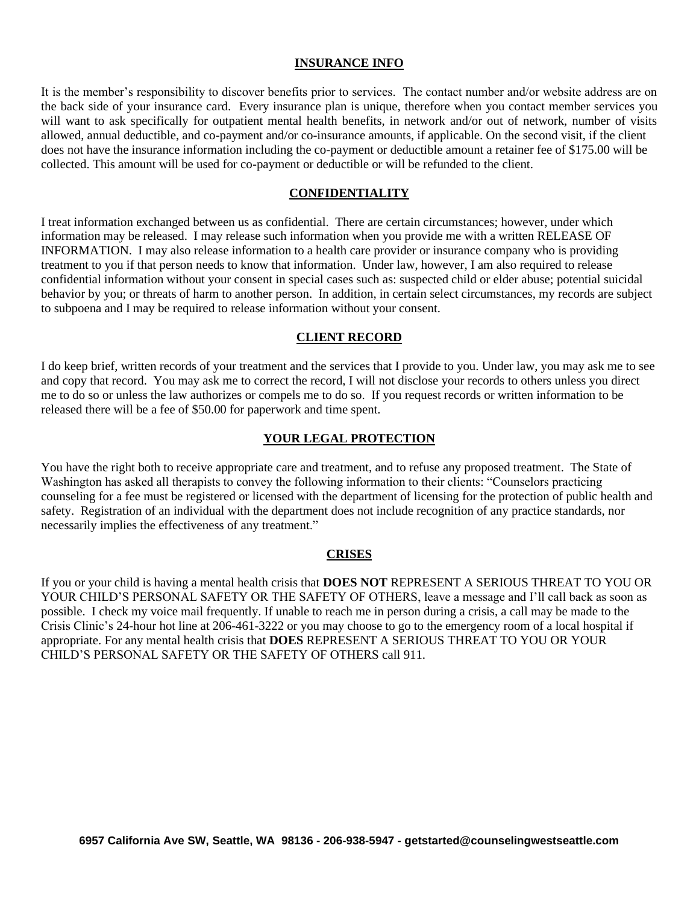## INSURANCE INFO

It is the member's responsibility to discover benefits prior to services. The contact number and/or website address are on the back side of your insurance card. Every insurance plan is unique, therefore when you contact member services you will want to ask specifically for outpatient mental health benefits, in network and/or out of network, number of visits allowed, annual deductible, and co-payment and/or co-insurance amounts, if applicable. On the second visit, if the client does not have the insurance information including the co-payment or deductible amount a retainer fee of $175.00 will be collected. This amount will be used for co-payment or deductible or will be refunded to the client.

## CONFIDENTIALITY

I treat information exchanged between us as confidential. There are certain circumstances; however, under which information may be released. I may release such information when you provide me with a written RELEASE OF INFORMATION. I may also release information to a health care provider or insurance company who is providing treatment to you if that person needs to know that information. Under law, however, I am also required to release confidential information without your consent in special cases such as: suspected child or elder abuse; potential suicidal behavior by you; or threats of harm to another person. In addition, in certain select circumstances, my records are subject to subpoena and I may be required to release information without your consent.

## CLIENT RECORD

I do keep brief, written records of your treatment and the services that I provide to you. Under law, you may ask me to see and copy that record. You may ask me to correct the record, I will not disclose your records to others unless you direct me to do so or unless the law authorizes or compels me to do so. If you request records or written information to be released there will be a fee of $50.00 for paperwork and time spent.

## YOUR LEGAL PROTECTION

You have the right both to receive appropriate care and treatment, and to refuse any proposed treatment. The State of Washington has asked all therapists to convey the following information to their clients: "Counselors practicing counseling for a fee must be registered or licensed with the department of licensing for the protection of public health and safety. Registration of an individual with the department does not include recognition of any practice standards, nor necessarily implies the effectiveness of any treatment."

## CRISES

If you or your child is having a mental health crisis that **DOES NOT** REPRESENT A SERIOUS THREAT TO YOU OR YOUR CHILD'S PERSONAL SAFETY OR THE SAFETY OF OTHERS, leave a message and I'll call back as soon as possible. I check my voice mail frequently. If unable to reach me in person during a crisis, a call may be made to the Crisis Clinic's 24-hour hot line at 206-461-3222 or you may choose to go to the emergency room of a local hospital if appropriate. For any mental health crisis that **DOES** REPRESENT A SERIOUS THREAT TO YOU OR YOUR CHILD'S PERSONAL SAFETY OR THE SAFETY OF OTHERS call 911.

**6957 California Ave SW, Seattle, WA 98136 - 206-938-5947 - getstarted@counselingwestseattle.com**